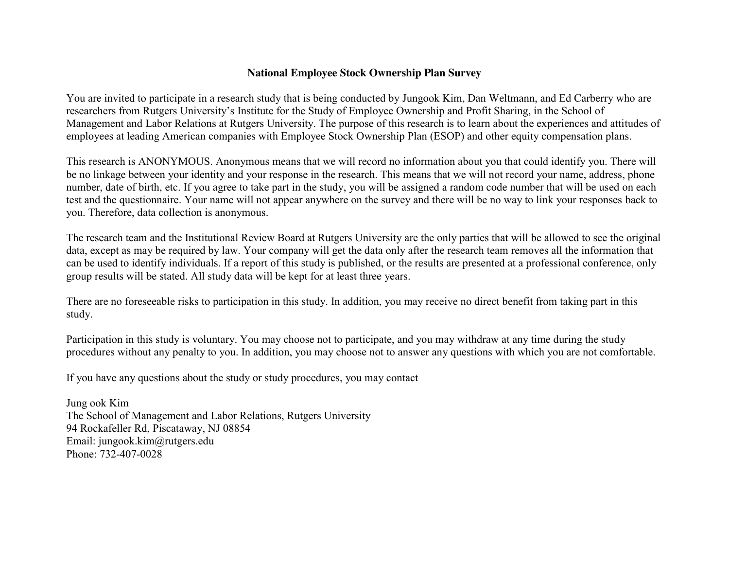**National Employee Stock Ownership Plan Survey**

You are invited to participate in a research study that is being conducted by Jungook Kim, Dan Weltmann, and Ed Carberry who are researchers from Rutgers University's Institute for the Study of Employee Ownership and Profit Sharing, in the School of Management and Labor Relations at Rutgers University. The purpose of this research is to learn about the experiences and attitudes of employees at leading American companies with Employee Stock Ownership Plan (ESOP) and other equity compensation plans.

This research is ANONYMOUS. Anonymous means that we will record no information about you that could identify you. There will be no linkage between your identity and your response in the research. This means that we will not record your name, address, phone number, date of birth, etc. If you agree to take part in the study, you will be assigned a random code number that will be used on each test and the questionnaire. Your name will not appear anywhere on the survey and there will be no way to link your responses back to you. Therefore, data collection is anonymous.

The research team and the Institutional Review Board at Rutgers University are the only parties that will be allowed to see the original data, except as may be required by law. Your company will get the data only after the research team removes all the information that can be used to identify individuals. If a report of this study is published, or the results are presented at a professional conference, only group results will be stated. All study data will be kept for at least three years.

There are no foreseeable risks to participation in this study. In addition, you may receive no direct benefit from taking part in this study.

Participation in this study is voluntary. You may choose not to participate, and you may withdraw at any time during the study procedures without any penalty to you. In addition, you may choose not to answer any questions with which you are not comfortable.

If you have any questions about the study or study procedures, you may contact

Jung ook Kim
The School of Management and Labor Relations, Rutgers University
94 Rockafeller Rd, Piscataway, NJ 08854
Email: jungook.kim@rutgers.edu
Phone: 732-407-0028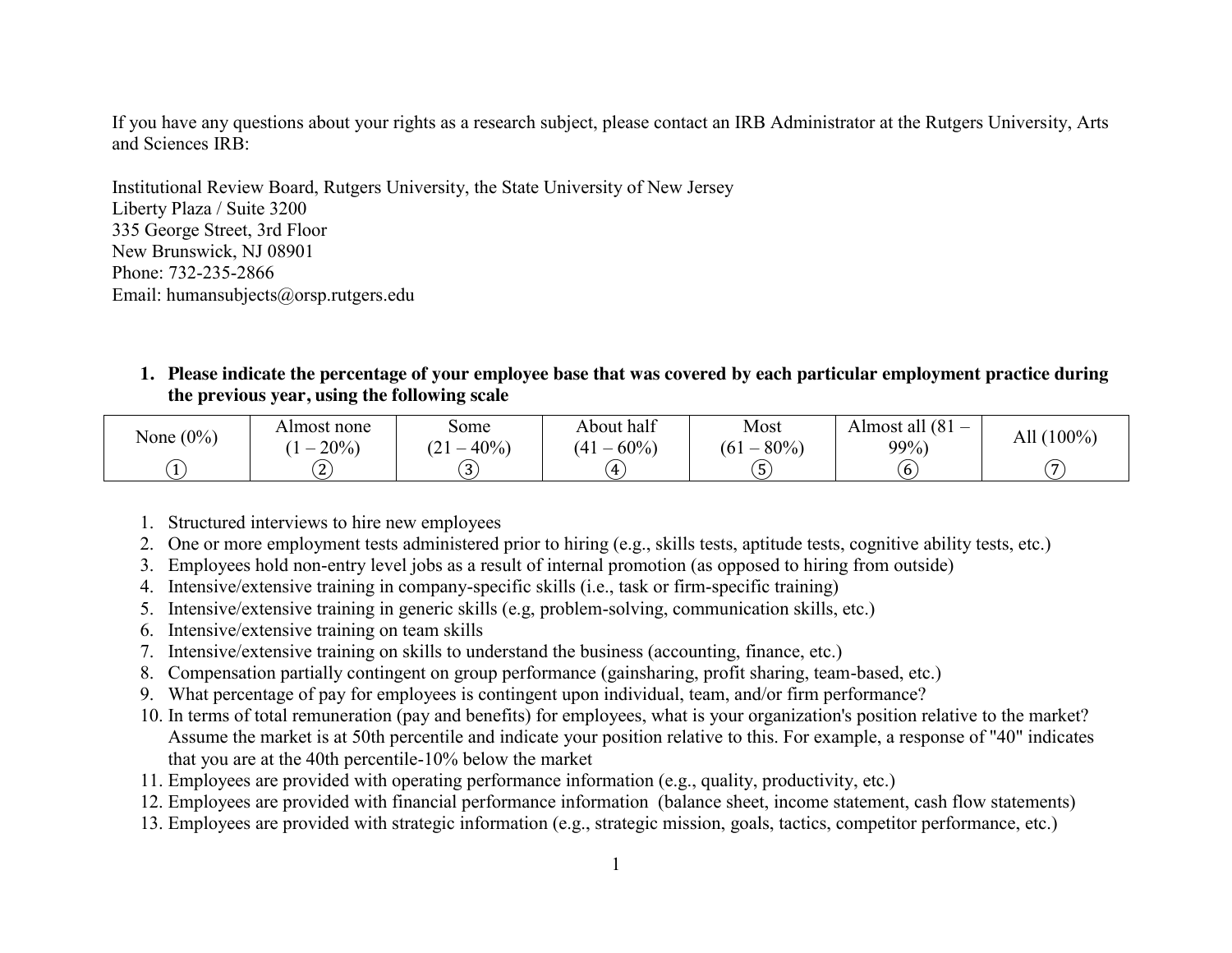If you have any questions about your rights as a research subject, please contact an IRB Administrator at the Rutgers University, Arts and Sciences IRB:

Institutional Review Board, Rutgers University, the State University of New Jersey
Liberty Plaza / Suite 3200
335 George Street, 3rd Floor
New Brunswick, NJ 08901
Phone: 732-235-2866
Email: humansubjects@orsp.rutgers.edu

**1. Please indicate the percentage of your employee base that was covered by each particular employment practice during the previous year, using the following scale**

| None (0%) | Almost none (1 – 20%) | Some (21 – 40%) | About half (41 – 60%) | Most (61 – 80%) | Almost all (81 – 99%) | All (100%) |
|---|---|---|---|---|---|---|
| ① | ② | ③ | ④ | ⑤ | ⑥ | ⑦ |

1. Structured interviews to hire new employees
2. One or more employment tests administered prior to hiring (e.g., skills tests, aptitude tests, cognitive ability tests, etc.)
3. Employees hold non-entry level jobs as a result of internal promotion (as opposed to hiring from outside)
4. Intensive/extensive training in company-specific skills (i.e., task or firm-specific training)
5. Intensive/extensive training in generic skills (e.g, problem-solving, communication skills, etc.)
6. Intensive/extensive training on team skills
7. Intensive/extensive training on skills to understand the business (accounting, finance, etc.)
8. Compensation partially contingent on group performance (gainsharing, profit sharing, team-based, etc.)
9. What percentage of pay for employees is contingent upon individual, team, and/or firm performance?
10. In terms of total remuneration (pay and benefits) for employees, what is your organization's position relative to the market? Assume the market is at 50th percentile and indicate your position relative to this. For example, a response of "40" indicates that you are at the 40th percentile-10% below the market
11. Employees are provided with operating performance information (e.g., quality, productivity, etc.)
12. Employees are provided with financial performance information (balance sheet, income statement, cash flow statements)
13. Employees are provided with strategic information (e.g., strategic mission, goals, tactics, competitor performance, etc.)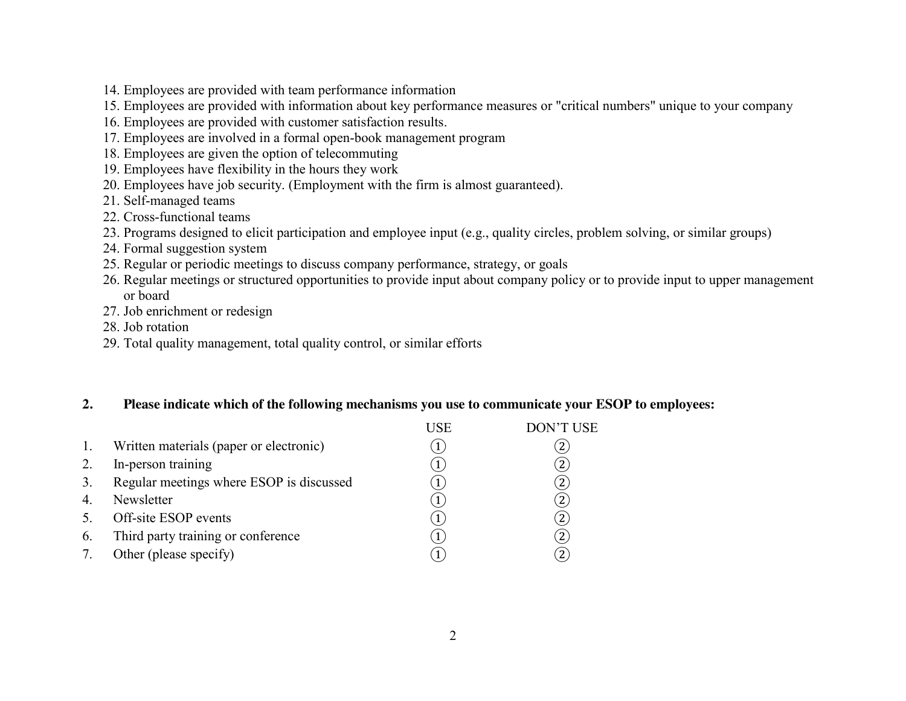14. Employees are provided with team performance information
15. Employees are provided with information about key performance measures or "critical numbers" unique to your company
16. Employees are provided with customer satisfaction results.
17. Employees are involved in a formal open-book management program
18. Employees are given the option of telecommuting
19. Employees have flexibility in the hours they work
20. Employees have job security. (Employment with the firm is almost guaranteed).
21. Self-managed teams
22. Cross-functional teams
23. Programs designed to elicit participation and employee input (e.g., quality circles, problem solving, or similar groups)
24. Formal suggestion system
25. Regular or periodic meetings to discuss company performance, strategy, or goals
26. Regular meetings or structured opportunities to provide input about company policy or to provide input to upper management or board
27. Job enrichment or redesign
28. Job rotation
29. Total quality management, total quality control, or similar efforts

**2. Please indicate which of the following mechanisms you use to communicate your ESOP to employees:**

| | | USE | DON'T USE |
|---|---|---|---|
| 1. | Written materials (paper or electronic) | ① | ② |
| 2. | In-person training | ① | ② |
| 3. | Regular meetings where ESOP is discussed | ① | ② |
| 4. | Newsletter | ① | ② |
| 5. | Off-site ESOP events | ① | ② |
| 6. | Third party training or conference | ① | ② |
| 7. | Other (please specify) | ① | ② |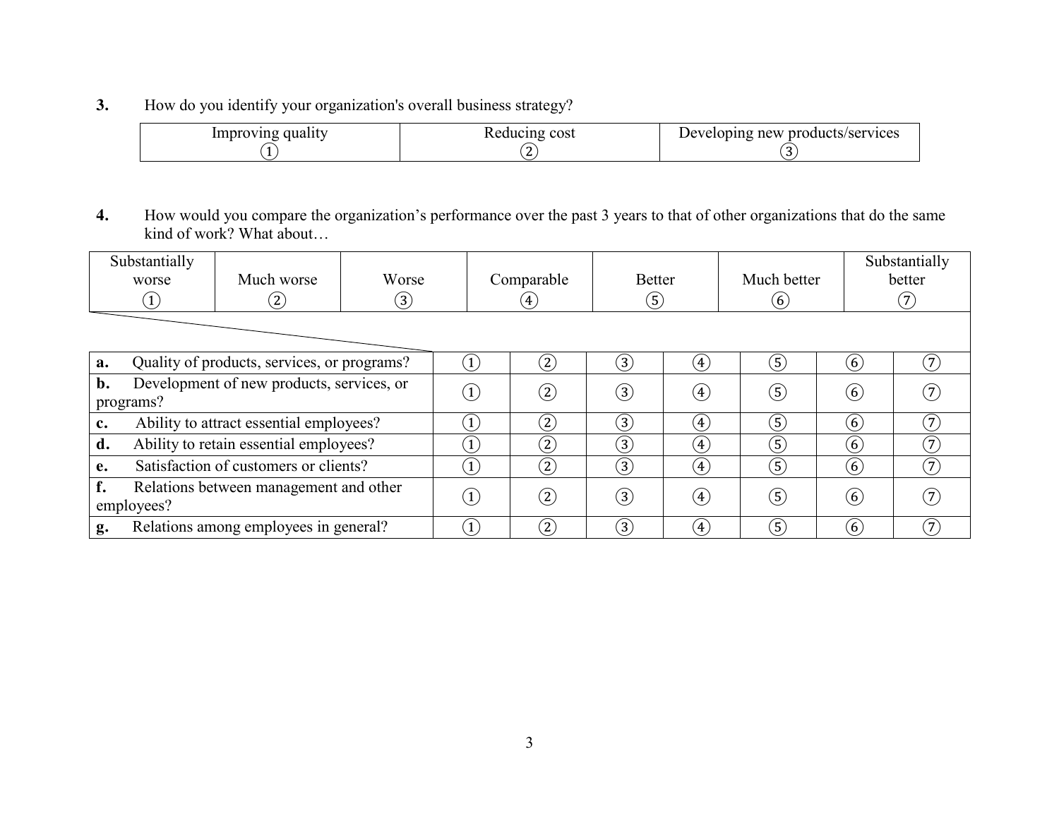**3.** How do you identify your organization's overall business strategy?

| Improving quality | Reducing cost | Developing new products/services |
|---|---|---|
| ① | ② | ③ |

**4.** How would you compare the organization's performance over the past 3 years to that of other organizations that do the same kind of work? What about…

| Substantially worse | Much worse | Worse | Comparable | Better | Much better | Substantially better |
|---|---|---|---|---|---|---|
| ① | ② | ③ | ④ | ⑤ | ⑥ | ⑦ |

| | | | | | | | |
|---|---|---|---|---|---|---|---|
| **a.** Quality of products, services, or programs? | ① | ② | ③ | ④ | ⑤ | ⑥ | ⑦ |
| **b.** Development of new products, services, or programs? | ① | ② | ③ | ④ | ⑤ | ⑥ | ⑦ |
| **c.** Ability to attract essential employees? | ① | ② | ③ | ④ | ⑤ | ⑥ | ⑦ |
| **d.** Ability to retain essential employees? | ① | ② | ③ | ④ | ⑤ | ⑥ | ⑦ |
| **e.** Satisfaction of customers or clients? | ① | ② | ③ | ④ | ⑤ | ⑥ | ⑦ |
| **f.** Relations between management and other employees? | ① | ② | ③ | ④ | ⑤ | ⑥ | ⑦ |
| **g.** Relations among employees in general? | ① | ② | ③ | ④ | ⑤ | ⑥ | ⑦ |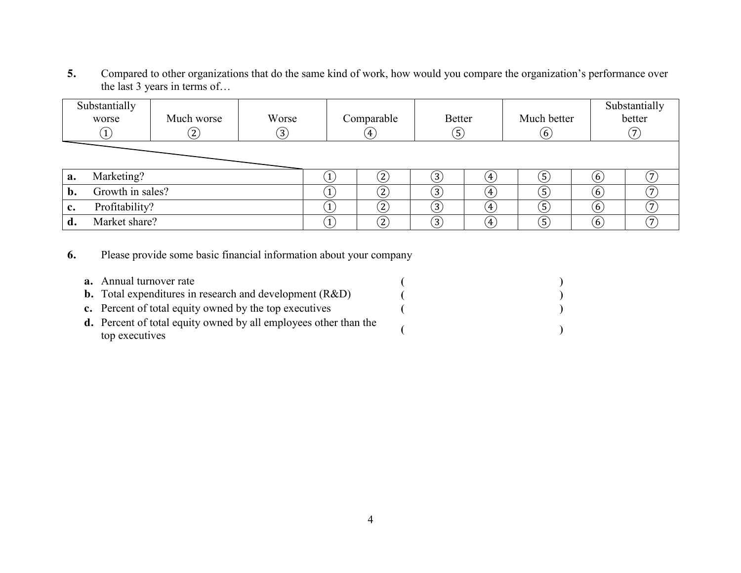**5.** Compared to other organizations that do the same kind of work, how would you compare the organization's performance over the last 3 years in terms of…

| Substantially worse ① | Much worse ② | Worse ③ | Comparable ④ | Better ⑤ | Much better ⑥ | Substantially better ⑦ |
|---|---|---|---|---|---|---|

| | | | | | | | |
|---|---|---|---|---|---|---|---|
| **a.** Marketing? | ① | ② | ③ | ④ | ⑤ | ⑥ | ⑦ |
| **b.** Growth in sales? | ① | ② | ③ | ④ | ⑤ | ⑥ | ⑦ |
| **c.** Profitability? | ① | ② | ③ | ④ | ⑤ | ⑥ | ⑦ |
| **d.** Market share? | ① | ② | ③ | ④ | ⑤ | ⑥ | ⑦ |

**6.** Please provide some basic financial information about your company

**a.** Annual turnover rate ( )

**b.** Total expenditures in research and development (R&D) ( )

**c.** Percent of total equity owned by the top executives ( )

**d.** Percent of total equity owned by all employees other than the top executives ( )